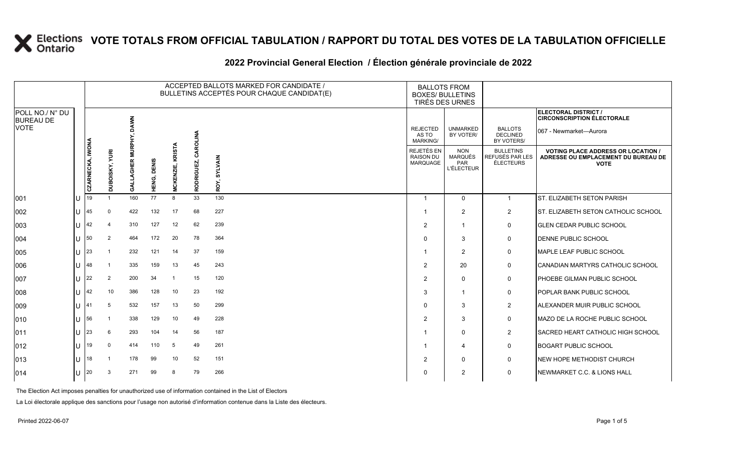# VOTE TOTALS FROM OFFICIAL TABULATION / RAPPORT DU TOTAL DES VOTES DE LA TABULATION OFFICIELLE

## 2022 Provincial General Election / Élection générale provinciale de 2022

ELECTORAL DISTRICT / CIRCONSCRIPTION ÉLECTORALE: 067 - Newmarket—Aurora

| POLL NO./ N° DU BUREAU DE VOTE | | ACCEPTED BALLOTS MARKED FOR CANDIDATE / BULLETINS ACCEPTÉS POUR CHAQUE CANDIDAT(E) | | | | | | | BALLOTS FROM BOXES/ BULLETINS TIRÉS DES URNES | | | |
|---|---|---|---|---|---|---|---|---|---|---|---|---|
| | | CZARNECKA, IWONA | DUBOISKY, YURI | GALLAGHER MURPHY, DAWN | HENG, DENIS | MCKENZIE, KRISTA | RODRIGUEZ, CAROLINA | ROY, SYLVAIN | REJECTED AS TO MARKING/ REJETÉS EN RAISON DU MARQUAGE | UNMARKED BY VOTER/ NON MARQUÉS PAR L'ÉLECTEUR | BALLOTS DECLINED BY VOTERS/ BULLETINS REFUSÉS PAR LES ÉLECTEURS | VOTING PLACE ADDRESS OR LOCATION / ADRESSE OU EMPLACEMENT DU BUREAU DE VOTE |
| 001 | U | 19 | 1 | 160 | 77 | 8 | 33 | 130 | 1 | 0 | 1 | ST. ELIZABETH SETON PARISH |
| 002 | U | 45 | 0 | 422 | 132 | 17 | 68 | 227 | 1 | 2 | 2 | ST. ELIZABETH SETON CATHOLIC SCHOOL |
| 003 | U | 42 | 4 | 310 | 127 | 12 | 62 | 239 | 2 | 1 | 0 | GLEN CEDAR PUBLIC SCHOOL |
| 004 | U | 50 | 2 | 464 | 172 | 20 | 78 | 364 | 0 | 3 | 0 | DENNE PUBLIC SCHOOL |
| 005 | U | 23 | 1 | 232 | 121 | 14 | 37 | 159 | 1 | 2 | 0 | MAPLE LEAF PUBLIC SCHOOL |
| 006 | U | 48 | 1 | 335 | 159 | 13 | 45 | 243 | 2 | 20 | 0 | CANADIAN MARTYRS CATHOLIC SCHOOL |
| 007 | U | 22 | 2 | 200 | 34 | 1 | 15 | 120 | 2 | 0 | 0 | PHOEBE GILMAN PUBLIC SCHOOL |
| 008 | U | 42 | 10 | 386 | 128 | 10 | 23 | 192 | 3 | 1 | 0 | POPLAR BANK PUBLIC SCHOOL |
| 009 | U | 41 | 5 | 532 | 157 | 13 | 50 | 299 | 0 | 3 | 2 | ALEXANDER MUIR PUBLIC SCHOOL |
| 010 | U | 56 | 1 | 338 | 129 | 10 | 49 | 228 | 2 | 3 | 0 | MAZO DE LA ROCHE PUBLIC SCHOOL |
| 011 | U | 23 | 6 | 293 | 104 | 14 | 56 | 187 | 1 | 0 | 2 | SACRED HEART CATHOLIC HIGH SCHOOL |
| 012 | U | 19 | 0 | 414 | 110 | 5 | 49 | 261 | 1 | 4 | 0 | BOGART PUBLIC SCHOOL |
| 013 | U | 18 | 1 | 178 | 99 | 10 | 52 | 151 | 2 | 0 | 0 | NEW HOPE METHODIST CHURCH |
| 014 | U | 20 | 3 | 271 | 99 | 8 | 79 | 266 | 0 | 2 | 0 | NEWMARKET C.C. & LIONS HALL |

The Election Act imposes penalties for unauthorized use of information contained in the List of Electors

La Loi électorale applique des sanctions pour l'usage non autorisé d'information contenue dans la Liste des électeurs.

Printed 2022-06-07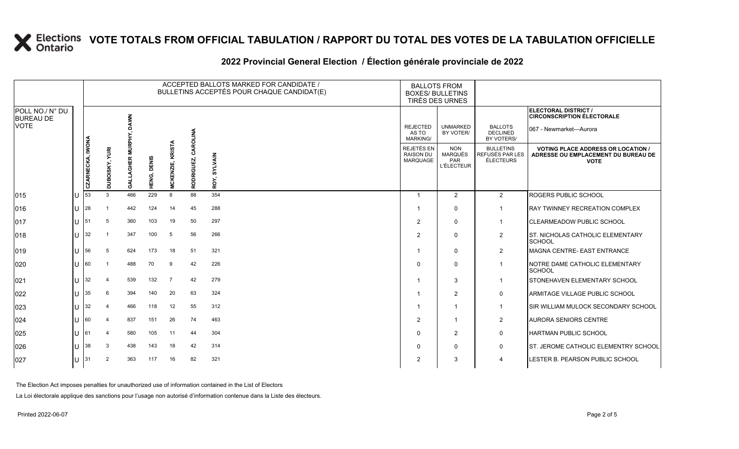# VOTE TOTALS FROM OFFICIAL TABULATION / RAPPORT DU TOTAL DES VOTES DE LA TABULATION OFFICIELLE

## 2022 Provincial General Election / Élection générale provinciale de 2022

| POLL NO./ N° DU BUREAU DE VOTE | | ACCEPTED BALLOTS MARKED FOR CANDIDATE / BULLETINS ACCEPTÉS POUR CHAQUE CANDIDAT(E) | | | | | | | BALLOTS FROM BOXES/ BULLETINS TIRÉS DES URNES | | | ELECTORAL DISTRICT / CIRCONSCRIPTION ÉLECTORALE 067 - Newmarket—Aurora |
|---|---|---|---|---|---|---|---|---|---|---|---|---|
| | | CZARNECKA, IWONA | DUBOISKY, YURI | GALLAGHER MURPHY, DAWN | HENG, DENIS | MCKENZIE, KRISTA | RODRIGUEZ, CAROLINA | ROY, SYLVAIN | REJECTED AS TO MARKING/ REJETÉS EN RAISON DU MARQUAGE | UNMARKED BY VOTER/ NON MARQUÉS PAR L'ÉLECTEUR | BALLOTS DECLINED BY VOTERS/ BULLETINS REFUSÉS PAR LES ÉLECTEURS | VOTING PLACE ADDRESS OR LOCATION / ADRESSE OU EMPLACEMENT DU BUREAU DE VOTE |
| 015 | U | 53 | 3 | 466 | 229 | 8 | 88 | 354 | 1 | 2 | 2 | ROGERS PUBLIC SCHOOL |
| 016 | U | 28 | 1 | 442 | 124 | 14 | 45 | 288 | 1 | 0 | 1 | RAY TWINNEY RECREATION COMPLEX |
| 017 | U | 51 | 5 | 360 | 103 | 19 | 50 | 297 | 2 | 0 | 1 | CLEARMEADOW PUBLIC SCHOOL |
| 018 | U | 32 | 1 | 347 | 100 | 5 | 56 | 266 | 2 | 0 | 2 | ST. NICHOLAS CATHOLIC ELEMENTARY SCHOOL |
| 019 | U | 56 | 5 | 624 | 173 | 18 | 51 | 321 | 1 | 0 | 2 | MAGNA CENTRE- EAST ENTRANCE |
| 020 | U | 60 | 1 | 488 | 70 | 9 | 42 | 226 | 0 | 0 | 1 | NOTRE DAME CATHOLIC ELEMENTARY SCHOOL |
| 021 | U | 32 | 4 | 539 | 132 | 7 | 42 | 279 | 1 | 3 | 1 | STONEHAVEN ELEMENTARY SCHOOL |
| 022 | U | 35 | 6 | 394 | 140 | 20 | 63 | 324 | 1 | 2 | 0 | ARMITAGE VILLAGE PUBLIC SCHOOL |
| 023 | U | 32 | 4 | 466 | 118 | 12 | 55 | 312 | 1 | 1 | 1 | SIR WILLIAM MULOCK SECONDARY SCHOOL |
| 024 | U | 60 | 4 | 837 | 151 | 26 | 74 | 463 | 2 | 1 | 2 | AURORA SENIORS CENTRE |
| 025 | U | 61 | 4 | 580 | 105 | 11 | 44 | 304 | 0 | 2 | 0 | HARTMAN PUBLIC SCHOOL |
| 026 | U | 38 | 3 | 438 | 143 | 18 | 42 | 314 | 0 | 0 | 0 | ST. JEROME CATHOLIC ELEMENTRY SCHOOL |
| 027 | U | 31 | 2 | 363 | 117 | 16 | 82 | 321 | 2 | 3 | 4 | LESTER B. PEARSON PUBLIC SCHOOL |

The Election Act imposes penalties for unauthorized use of information contained in the List of Electors

La Loi électorale applique des sanctions pour l'usage non autorisé d'information contenue dans la Liste des électeurs.

Printed 2022-06-07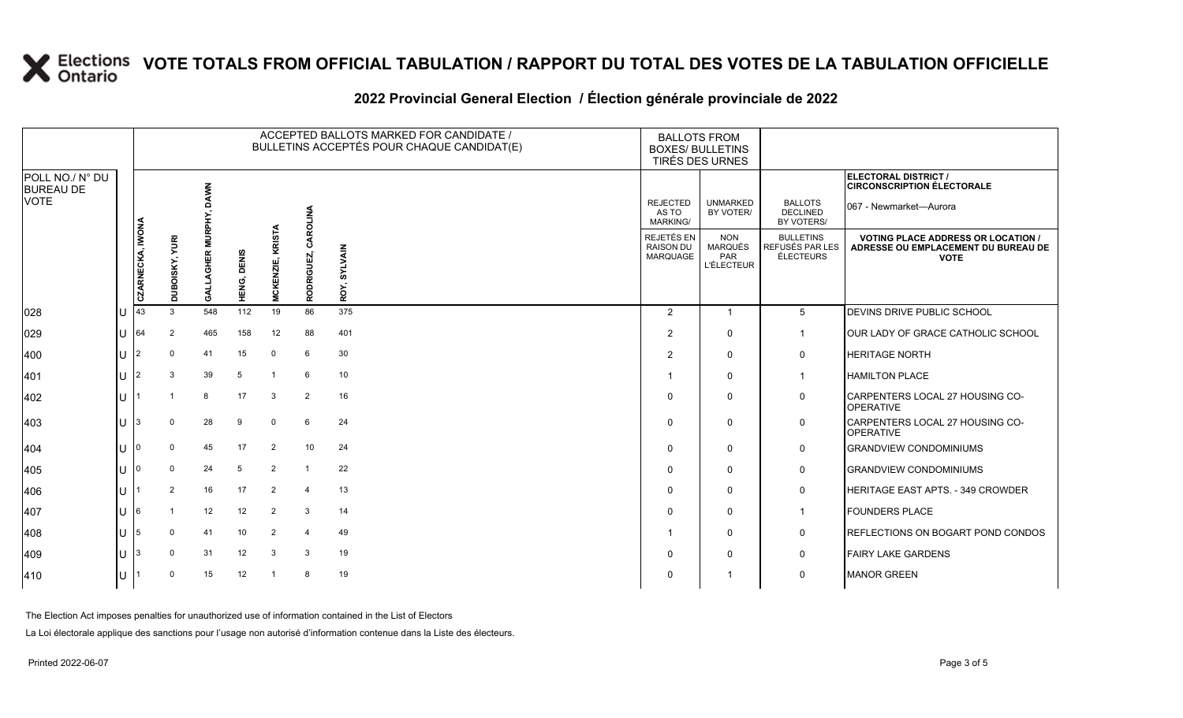# VOTE TOTALS FROM OFFICIAL TABULATION / RAPPORT DU TOTAL DES VOTES DE LA TABULATION OFFICIELLE

## 2022 Provincial General Election / Élection générale provinciale de 2022

**ELECTORAL DISTRICT / CIRCONSCRIPTION ÉLECTORALE:** 067 - Newmarket—Aurora

| POLL NO./ N° DU BUREAU DE VOTE | | CZARNECKA, IWONA | DUBOISKY, YURI | GALLAGHER MURPHY, DAWN | HENG, DENIS | MCKENZIE, KRISTA | RODRIGUEZ, CAROLINA | ROY, SYLVAIN | REJECTED AS TO MARKING/ REJETÉS EN RAISON DU MARQUAGE | UNMARKED BY VOTER/ NON MARQUÉS PAR L'ÉLECTEUR | BALLOTS DECLINED BY VOTERS/ BULLETINS REFUSÉS PAR LES ÉLECTEURS | VOTING PLACE ADDRESS OR LOCATION / ADRESSE OU EMPLACEMENT DU BUREAU DE VOTE |
|---|---|---|---|---|---|---|---|---|---|---|---|---|
| 028 | U | 43 | 3 | 548 | 112 | 19 | 86 | 375 | 2 | 1 | 5 | DEVINS DRIVE PUBLIC SCHOOL |
| 029 | U | 64 | 2 | 465 | 158 | 12 | 88 | 401 | 2 | 0 | 1 | OUR LADY OF GRACE CATHOLIC SCHOOL |
| 400 | U | 2 | 0 | 41 | 15 | 0 | 6 | 30 | 2 | 0 | 0 | HERITAGE NORTH |
| 401 | U | 2 | 3 | 39 | 5 | 1 | 6 | 10 | 1 | 0 | 1 | HAMILTON PLACE |
| 402 | U | 1 | 1 | 8 | 17 | 3 | 2 | 16 | 0 | 0 | 0 | CARPENTERS LOCAL 27 HOUSING CO-OPERATIVE |
| 403 | U | 3 | 0 | 28 | 9 | 0 | 6 | 24 | 0 | 0 | 0 | CARPENTERS LOCAL 27 HOUSING CO-OPERATIVE |
| 404 | U | 0 | 0 | 45 | 17 | 2 | 10 | 24 | 0 | 0 | 0 | GRANDVIEW CONDOMINIUMS |
| 405 | U | 0 | 0 | 24 | 5 | 2 | 1 | 22 | 0 | 0 | 0 | GRANDVIEW CONDOMINIUMS |
| 406 | U | 1 | 2 | 16 | 17 | 2 | 4 | 13 | 0 | 0 | 0 | HERITAGE EAST APTS. - 349 CROWDER |
| 407 | U | 6 | 1 | 12 | 12 | 2 | 3 | 14 | 0 | 0 | 1 | FOUNDERS PLACE |
| 408 | U | 5 | 0 | 41 | 10 | 2 | 4 | 49 | 1 | 0 | 0 | REFLECTIONS ON BOGART POND CONDOS |
| 409 | U | 3 | 0 | 31 | 12 | 3 | 3 | 19 | 0 | 0 | 0 | FAIRY LAKE GARDENS |
| 410 | U | 1 | 0 | 15 | 12 | 1 | 8 | 19 | 0 | 1 | 0 | MANOR GREEN |

The Election Act imposes penalties for unauthorized use of information contained in the List of Electors

La Loi électorale applique des sanctions pour l'usage non autorisé d'information contenue dans la Liste des électeurs.

Printed 2022-06-07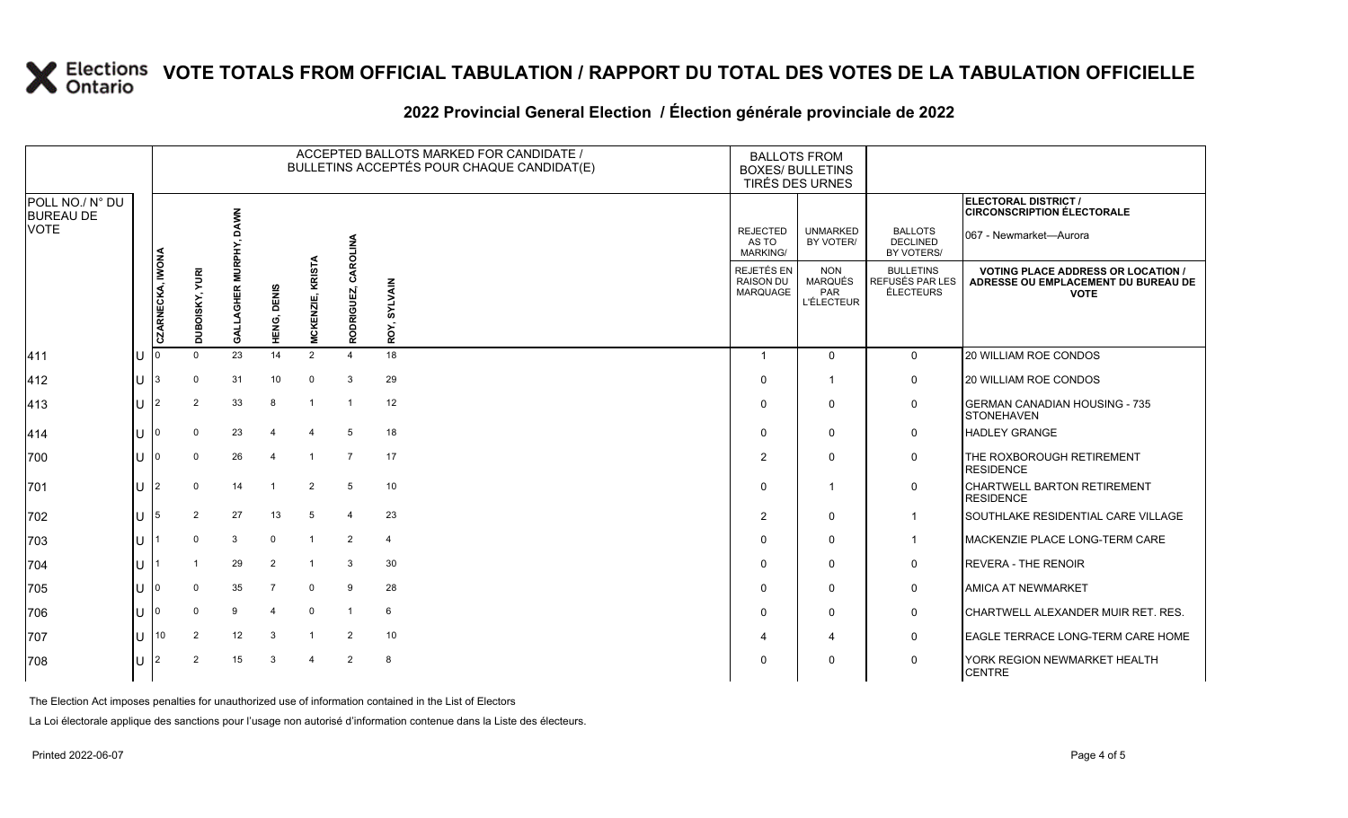# VOTE TOTALS FROM OFFICIAL TABULATION / RAPPORT DU TOTAL DES VOTES DE LA TABULATION OFFICIELLE

## 2022 Provincial General Election / Élection générale provinciale de 2022

ELECTORAL DISTRICT / CIRCONSCRIPTION ÉLECTORALE: 067 - Newmarket—Aurora

| POLL NO./ N° DU BUREAU DE VOTE | | ACCEPTED BALLOTS MARKED FOR CANDIDATE / BULLETINS ACCEPTÉS POUR CHAQUE CANDIDAT(E) | | | | | | | BALLOTS FROM BOXES/ BULLETINS TIRÉS DES URNES | | | |
|---|---|---|---|---|---|---|---|---|---|---|---|---|
| | | CZARNECKA, IWONA | DUBOISKY, YURI | GALLAGHER MURPHY, DAWN | HENG, DENIS | MCKENZIE, KRISTA | RODRIGUEZ, CAROLINA | ROY, SYLVAIN | REJECTED AS TO MARKING/ REJETÉS EN RAISON DU MARQUAGE | UNMARKED BY VOTER/ NON MARQUÉS PAR L'ÉLECTEUR | BALLOTS DECLINED BY VOTERS/ BULLETINS REFUSÉS PAR LES ÉLECTEURS | VOTING PLACE ADDRESS OR LOCATION / ADRESSE OU EMPLACEMENT DU BUREAU DE VOTE |
| 411 | U | 0 | 0 | 23 | 14 | 2 | 4 | 18 | 1 | 0 | 0 | 20 WILLIAM ROE CONDOS |
| 412 | U | 3 | 0 | 31 | 10 | 0 | 3 | 29 | 0 | 1 | 0 | 20 WILLIAM ROE CONDOS |
| 413 | U | 2 | 2 | 33 | 8 | 1 | 1 | 12 | 0 | 0 | 0 | GERMAN CANADIAN HOUSING - 735 STONEHAVEN |
| 414 | U | 0 | 0 | 23 | 4 | 4 | 5 | 18 | 0 | 0 | 0 | HADLEY GRANGE |
| 700 | U | 0 | 0 | 26 | 4 | 1 | 7 | 17 | 2 | 0 | 0 | THE ROXBOROUGH RETIREMENT RESIDENCE |
| 701 | U | 2 | 0 | 14 | 1 | 2 | 5 | 10 | 0 | 1 | 0 | CHARTWELL BARTON RETIREMENT RESIDENCE |
| 702 | U | 5 | 2 | 27 | 13 | 5 | 4 | 23 | 2 | 0 | 1 | SOUTHLAKE RESIDENTIAL CARE VILLAGE |
| 703 | U | 1 | 0 | 3 | 0 | 1 | 2 | 4 | 0 | 0 | 1 | MACKENZIE PLACE LONG-TERM CARE |
| 704 | U | 1 | 1 | 29 | 2 | 1 | 3 | 30 | 0 | 0 | 0 | REVERA - THE RENOIR |
| 705 | U | 0 | 0 | 35 | 7 | 0 | 9 | 28 | 0 | 0 | 0 | AMICA AT NEWMARKET |
| 706 | U | 0 | 0 | 9 | 4 | 0 | 1 | 6 | 0 | 0 | 0 | CHARTWELL ALEXANDER MUIR RET. RES. |
| 707 | U | 10 | 2 | 12 | 3 | 1 | 2 | 10 | 4 | 4 | 0 | EAGLE TERRACE LONG-TERM CARE HOME |
| 708 | U | 2 | 2 | 15 | 3 | 4 | 2 | 8 | 0 | 0 | 0 | YORK REGION NEWMARKET HEALTH CENTRE |

The Election Act imposes penalties for unauthorized use of information contained in the List of Electors

La Loi électorale applique des sanctions pour l'usage non autorisé d'information contenue dans la Liste des électeurs.

Printed 2022-06-07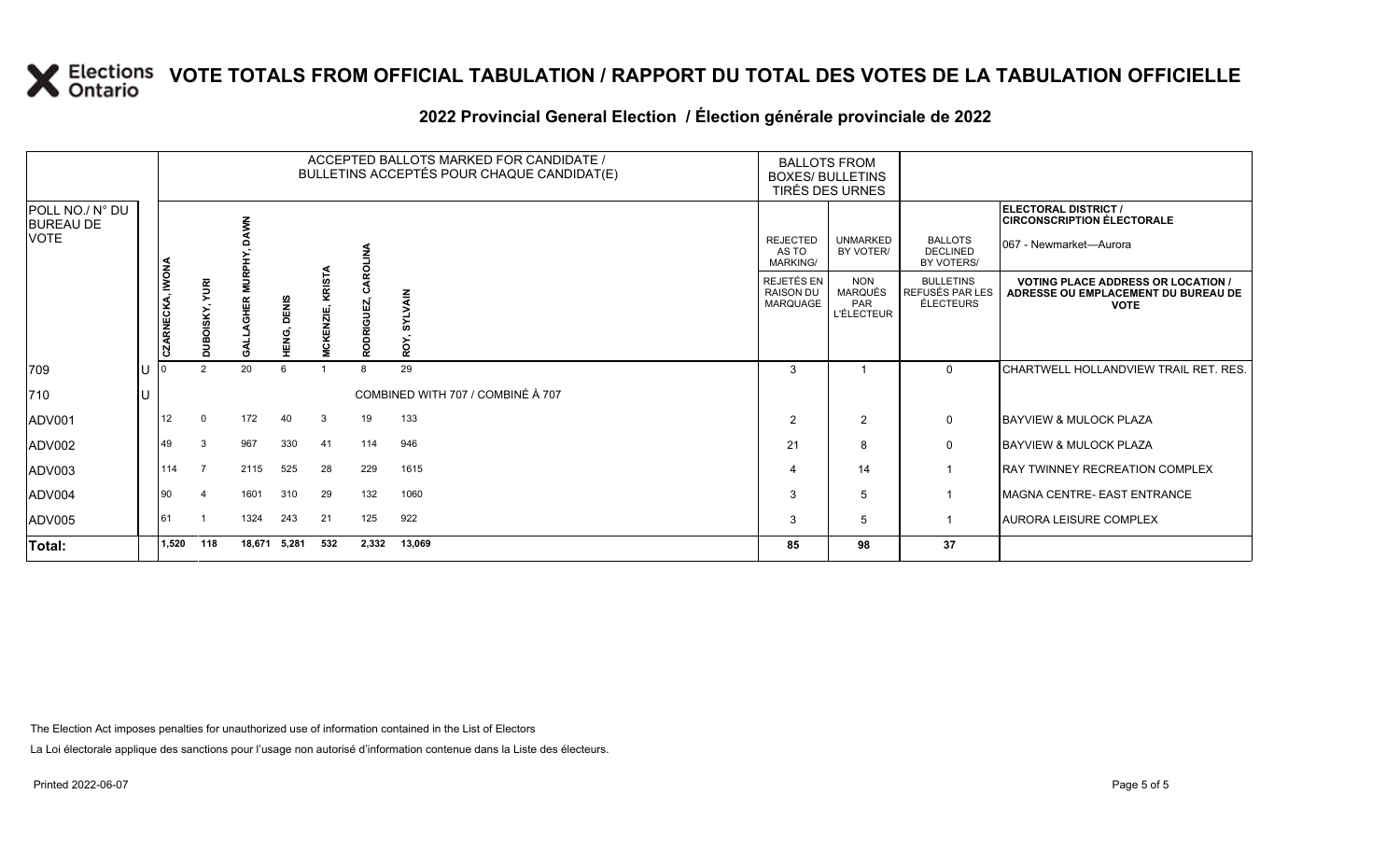# VOTE TOTALS FROM OFFICIAL TABULATION / RAPPORT DU TOTAL DES VOTES DE LA TABULATION OFFICIELLE

## 2022 Provincial General Election / Élection générale provinciale de 2022

ELECTORAL DISTRICT / CIRCONSCRIPTION ÉLECTORALE: 067 - Newmarket—Aurora

| POLL NO./ N° DU BUREAU DE VOTE | | ACCEPTED BALLOTS MARKED FOR CANDIDATE / BULLETINS ACCEPTÉS POUR CHAQUE CANDIDAT(E) | | | | | | | BALLOTS FROM BOXES/ BULLETINS TIRÉS DES URNES | | | |
|---|---|---|---|---|---|---|---|---|---|---|---|---|
| | | CZARNECKA, IWONA | DUBOISKY, YURI | GALLAGHER MURPHY, DAWN | HENG, DENIS | MCKENZIE, KRISTA | RODRIGUEZ, CAROLINA | ROY, SYLVAIN | REJECTED AS TO MARKING/ REJETÉS EN RAISON DU MARQUAGE | UNMARKED BY VOTER/ NON MARQUÉS PAR L'ÉLECTEUR | BALLOTS DECLINED BY VOTERS/ BULLETINS REFUSÉS PAR LES ÉLECTEURS | VOTING PLACE ADDRESS OR LOCATION / ADRESSE OU EMPLACEMENT DU BUREAU DE VOTE |
| 709 | U | 0 | 2 | 20 | 6 | 1 | 8 | 29 | 3 | 1 | 0 | CHARTWELL HOLLANDVIEW TRAIL RET. RES. |
| 710 | U | COMBINED WITH 707 / COMBINÉ À 707 | | | | | | | | | | |
| ADV001 | | 12 | 0 | 172 | 40 | 3 | 19 | 133 | 2 | 2 | 0 | BAYVIEW & MULOCK PLAZA |
| ADV002 | | 49 | 3 | 967 | 330 | 41 | 114 | 946 | 21 | 8 | 0 | BAYVIEW & MULOCK PLAZA |
| ADV003 | | 114 | 7 | 2115 | 525 | 28 | 229 | 1615 | 4 | 14 | 1 | RAY TWINNEY RECREATION COMPLEX |
| ADV004 | | 90 | 4 | 1601 | 310 | 29 | 132 | 1060 | 3 | 5 | 1 | MAGNA CENTRE- EAST ENTRANCE |
| ADV005 | | 61 | 1 | 1324 | 243 | 21 | 125 | 922 | 3 | 5 | 1 | AURORA LEISURE COMPLEX |
| **Total:** | | **1,520** | **118** | **18,671** | **5,281** | **532** | **2,332** | **13,069** | **85** | **98** | **37** | |

The Election Act imposes penalties for unauthorized use of information contained in the List of Electors

La Loi électorale applique des sanctions pour l'usage non autorisé d'information contenue dans la Liste des électeurs.

Printed 2022-06-07